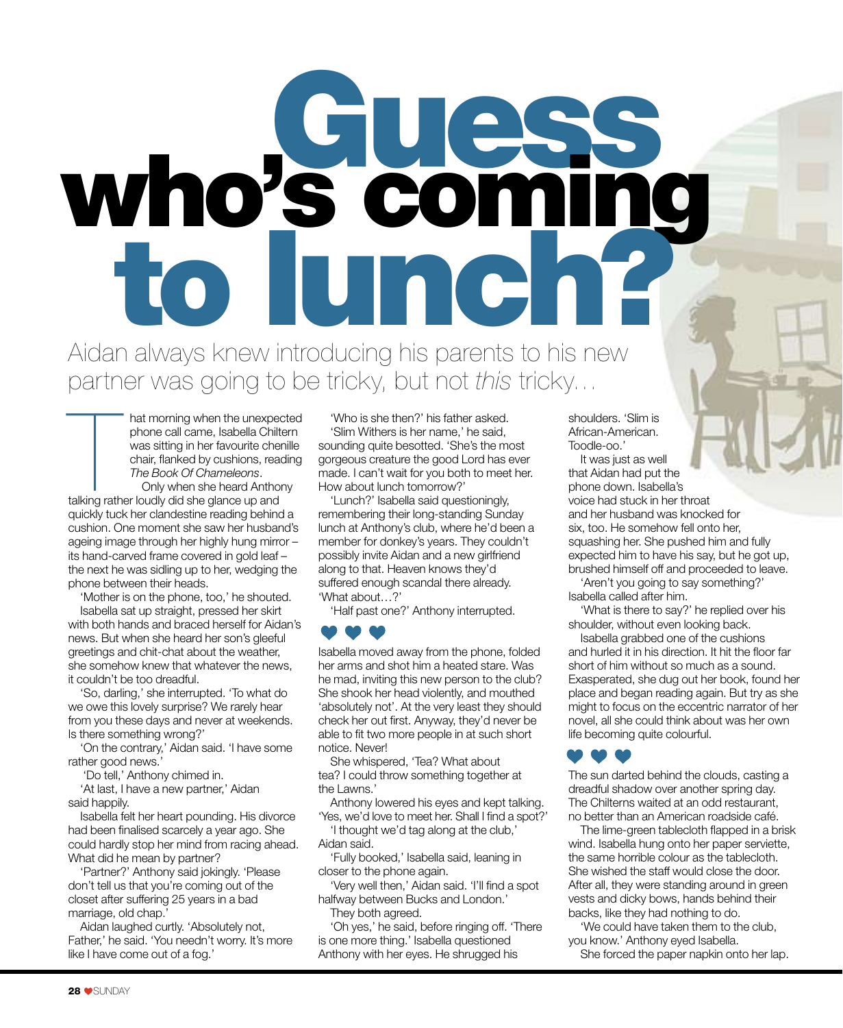# Guess who's coming to lunch?

Aidan always knew introducing his parents to his new partner was going to be tricky, but not *this* tricky…

That morning when the unexpected phone call came, Isabella Chiltern was sitting in her favourite chenille chair, flanked by cushions, reading *The Book Of Chameleons*.

Only when she heard Anthony talking rather loudly did she glance up and quickly tuck her clandestine reading behind a cushion. One moment she saw her husband's ageing image through her highly hung mirror – its hand-carved frame covered in gold leaf – the next he was sidling up to her, wedging the phone between their heads.

'Mother is on the phone, too,' he shouted.

Isabella sat up straight, pressed her skirt with both hands and braced herself for Aidan's news. But when she heard her son's gleeful greetings and chit-chat about the weather, she somehow knew that whatever the news, it couldn't be too dreadful.

'So, darling,' she interrupted. 'To what do we owe this lovely surprise? We rarely hear from you these days and never at weekends. Is there something wrong?'

'On the contrary,' Aidan said. 'I have some rather good news.'

'Do tell,' Anthony chimed in.

'At last, I have a new partner,' Aidan said happily.

Isabella felt her heart pounding. His divorce had been finalised scarcely a year ago. She could hardly stop her mind from racing ahead. What did he mean by partner?

'Partner?' Anthony said jokingly. 'Please don't tell us that you're coming out of the closet after suffering 25 years in a bad marriage, old chap.'

Aidan laughed curtly. 'Absolutely not, Father,' he said. 'You needn't worry. It's more like I have come out of a fog.'

'Who is she then?' his father asked.

'Slim Withers is her name,' he said, sounding quite besotted. 'She's the most gorgeous creature the good Lord has ever made. I can't wait for you both to meet her. How about lunch tomorrow?'

'Lunch?' Isabella said questioningly, remembering their long-standing Sunday lunch at Anthony's club, where he'd been a member for donkey's years. They couldn't possibly invite Aidan and a new girlfriend along to that. Heaven knows they'd suffered enough scandal there already. 'What about…?'

'Half past one?' Anthony interrupted.

♥ ♥ ♥

Isabella moved away from the phone, folded her arms and shot him a heated stare. Was he mad, inviting this new person to the club? She shook her head violently, and mouthed 'absolutely not'. At the very least they should check her out first. Anyway, they'd never be able to fit two more people in at such short notice. Never!

She whispered, 'Tea? What about tea? I could throw something together at the Lawns.'

Anthony lowered his eyes and kept talking. 'Yes, we'd love to meet her. Shall I find a spot?'

'I thought we'd tag along at the club,' Aidan said.

'Fully booked,' Isabella said, leaning in closer to the phone again.

'Very well then,' Aidan said. 'I'll find a spot halfway between Bucks and London.'

They both agreed.

'Oh yes,' he said, before ringing off. 'There is one more thing.' Isabella questioned Anthony with her eyes. He shrugged his shoulders. 'Slim is African-American. Toodle-oo.'

It was just as well that Aidan had put the phone down. Isabella's voice had stuck in her throat and her husband was knocked for six, too. He somehow fell onto her, squashing her. She pushed him and fully expected him to have his say, but he got up, brushed himself off and proceeded to leave.

'Aren't you going to say something?' Isabella called after him.

'What is there to say?' he replied over his shoulder, without even looking back.

Isabella grabbed one of the cushions and hurled it in his direction. It hit the floor far short of him without so much as a sound. Exasperated, she dug out her book, found her place and began reading again. But try as she might to focus on the eccentric narrator of her novel, all she could think about was her own life becoming quite colourful.

♥ ♥ ♥

The sun darted behind the clouds, casting a dreadful shadow over another spring day. The Chilterns waited at an odd restaurant, no better than an American roadside café.

The lime-green tablecloth flapped in a brisk wind. Isabella hung onto her paper serviette, the same horrible colour as the tablecloth. She wished the staff would close the door. After all, they were standing around in green vests and dicky bows, hands behind their backs, like they had nothing to do.

'We could have taken them to the club, you know.' Anthony eyed Isabella.

She forced the paper napkin onto her lap.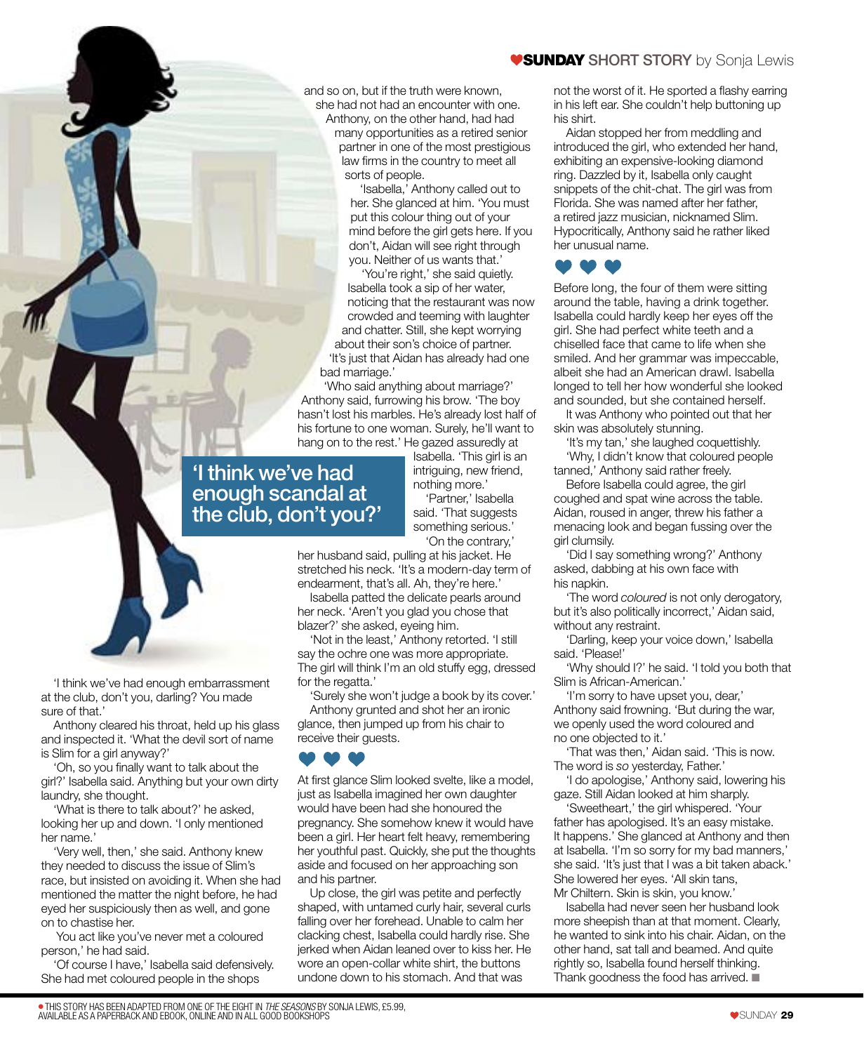'I think we've had enough embarrassment at the club, don't you, darling? You made sure of that.'

Anthony cleared his throat, held up his glass and inspected it. 'What the devil sort of name is Slim for a girl anyway?'

'Oh, so you finally want to talk about the girl?' Isabella said. Anything but your own dirty laundry, she thought.

'What is there to talk about?' he asked, looking her up and down. 'I only mentioned her name.'

'Very well, then,' she said. Anthony knew they needed to discuss the issue of Slim's race, but insisted on avoiding it. When she had mentioned the matter the night before, he had eyed her suspiciously then as well, and gone on to chastise her.

'You act like you've never met a coloured person,' he had said.

'Of course I have,' Isabella said defensively. She had met coloured people in the shops and so on, but if the truth were known, she had not had an encounter with one. Anthony, on the other hand, had had many opportunities as a retired senior partner in one of the most prestigious law firms in the country to meet all sorts of people.

'Isabella,' Anthony called out to her. She glanced at him. 'You must put this colour thing out of your mind before the girl gets here. If you don't, Aidan will see right through you. Neither of us wants that.'

'You're right,' she said quietly. Isabella took a sip of her water, noticing that the restaurant was now crowded and teeming with laughter and chatter. Still, she kept worrying about their son's choice of partner. 'It's just that Aidan has already had one bad marriage.'

'Who said anything about marriage?' Anthony said, furrowing his brow. 'The boy hasn't lost his marbles. He's already lost half of his fortune to one woman. Surely, he'll want to hang on to the rest.' He gazed assuredly at Isabella. 'This girl is an intriguing, new friend, nothing more.'

**'I think we've had enough scandal at the club, don't you?'**

'Partner,' Isabella said. 'That suggests something serious.'

'On the contrary,' her husband said, pulling at his jacket. He stretched his neck. 'It's a modern-day term of endearment, that's all. Ah, they're here.'

Isabella patted the delicate pearls around her neck. 'Aren't you glad you chose that blazer?' she asked, eyeing him.

'Not in the least,' Anthony retorted. 'I still say the ochre one was more appropriate. The girl will think I'm an old stuffy egg, dressed for the regatta.'

'Surely she won't judge a book by its cover.'

Anthony grunted and shot her an ironic glance, then jumped up from his chair to receive their guests.

♥ ♥ ♥

At first glance Slim looked svelte, like a model, just as Isabella imagined her own daughter would have been had she honoured the pregnancy. She somehow knew it would have been a girl. Her heart felt heavy, remembering her youthful past. Quickly, she put the thoughts aside and focused on her approaching son and his partner.

Up close, the girl was petite and perfectly shaped, with untamed curly hair, several curls falling over her forehead. Unable to calm her clacking chest, Isabella could hardly rise. She jerked when Aidan leaned over to kiss her. He wore an open-collar white shirt, the buttons undone down to his stomach. And that was not the worst of it. He sported a flashy earring in his left ear. She couldn't help buttoning up his shirt.

Aidan stopped her from meddling and introduced the girl, who extended her hand, exhibiting an expensive-looking diamond ring. Dazzled by it, Isabella only caught snippets of the chit-chat. The girl was from Florida. She was named after her father, a retired jazz musician, nicknamed Slim. Hypocritically, Anthony said he rather liked her unusual name.

♥ ♥ ♥

Before long, the four of them were sitting around the table, having a drink together. Isabella could hardly keep her eyes off the girl. She had perfect white teeth and a chiselled face that came to life when she smiled. And her grammar was impeccable, albeit she had an American drawl. Isabella longed to tell her how wonderful she looked and sounded, but she contained herself.

It was Anthony who pointed out that her skin was absolutely stunning.

'It's my tan,' she laughed coquettishly.

'Why, I didn't know that coloured people tanned,' Anthony said rather freely.

Before Isabella could agree, the girl coughed and spat wine across the table. Aidan, roused in anger, threw his father a menacing look and began fussing over the girl clumsily.

'Did I say something wrong?' Anthony asked, dabbing at his own face with his napkin.

'The word *coloured* is not only derogatory, but it's also politically incorrect,' Aidan said, without any restraint.

'Darling, keep your voice down,' Isabella said. 'Please!'

'Why should I?' he said. 'I told you both that Slim is African-American.'

'I'm sorry to have upset you, dear,' Anthony said frowning. 'But during the war, we openly used the word coloured and no one objected to it.'

'That was then,' Aidan said. 'This is now. The word is *so* yesterday, Father.'

'I do apologise,' Anthony said, lowering his gaze. Still Aidan looked at him sharply.

'Sweetheart,' the girl whispered. 'Your father has apologised. It's an easy mistake. It happens.' She glanced at Anthony and then at Isabella. 'I'm so sorry for my bad manners,' she said. 'It's just that I was a bit taken aback.' She lowered her eyes. 'All skin tans, Mr Chiltern. Skin is skin, you know.'

Isabella had never seen her husband look more sheepish than at that moment. Clearly, he wanted to sink into his chair. Aidan, on the other hand, sat tall and beamed. And quite rightly so, Isabella found herself thinking. Thank goodness the food has arrived. ■

● THIS STORY HAS BEEN ADAPTED FROM ONE OF THE EIGHT IN *THE SEASONS* BY SONJA LEWIS, £5.99, AVAILABLE AS A PAPERBACK AND EBOOK, ONLINE AND IN ALL GOOD BOOKSHOPS